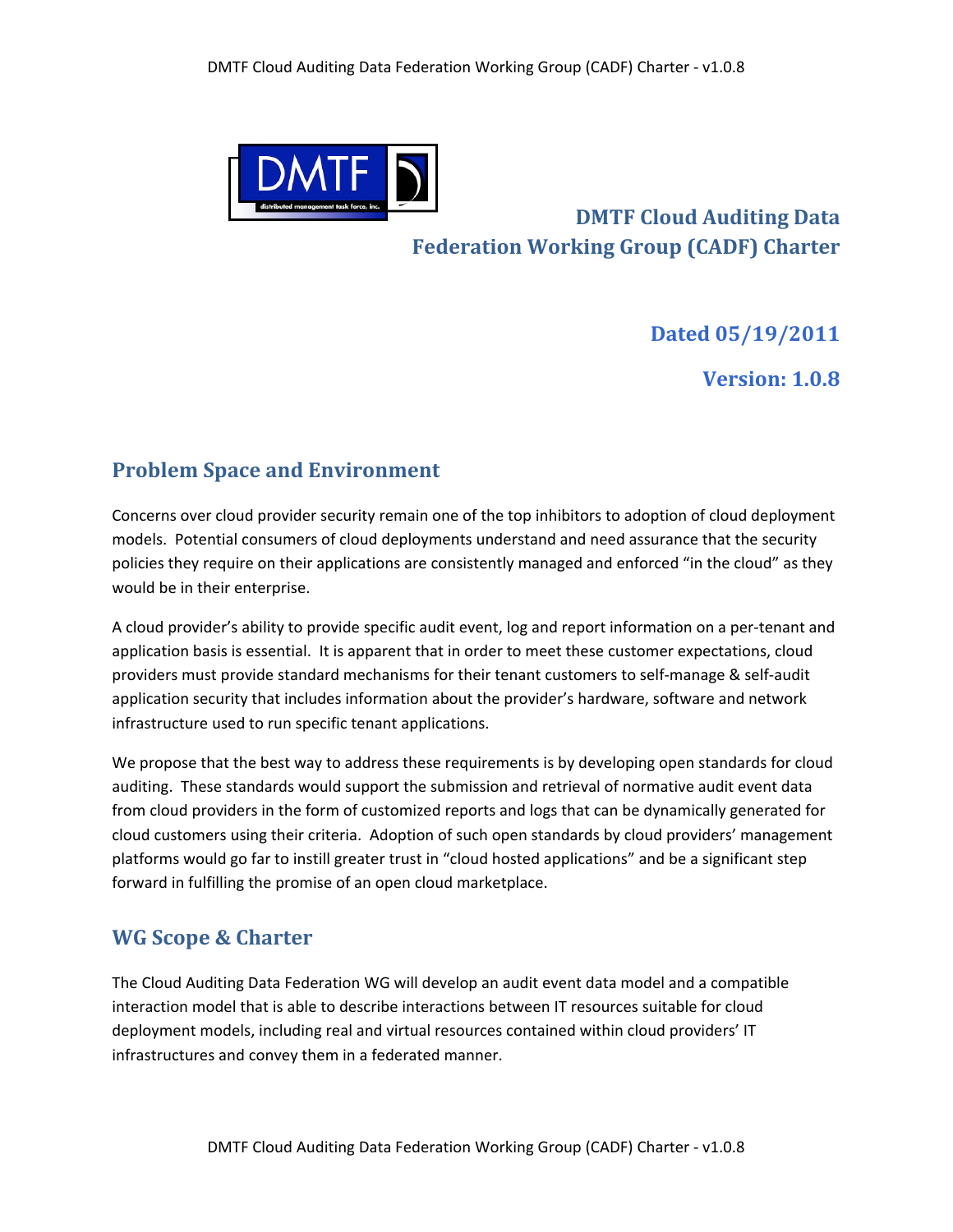# DMTF Cloud Auditing Data Federation Working Group (CADF) Charter

**Dated 05/19/2011**

**Version: 1.0.8**

## Problem Space and Environment

Concerns over cloud provider security remain one of the top inhibitors to adoption of cloud deployment models. Potential consumers of cloud deployments understand and need assurance that the security policies they require on their applications are consistently managed and enforced "in the cloud" as they would be in their enterprise.

A cloud provider's ability to provide specific audit event, log and report information on a per-tenant and application basis is essential. It is apparent that in order to meet these customer expectations, cloud providers must provide standard mechanisms for their tenant customers to self-manage & self-audit application security that includes information about the provider's hardware, software and network infrastructure used to run specific tenant applications.

We propose that the best way to address these requirements is by developing open standards for cloud auditing. These standards would support the submission and retrieval of normative audit event data from cloud providers in the form of customized reports and logs that can be dynamically generated for cloud customers using their criteria. Adoption of such open standards by cloud providers' management platforms would go far to instill greater trust in "cloud hosted applications" and be a significant step forward in fulfilling the promise of an open cloud marketplace.

## WG Scope & Charter

The Cloud Auditing Data Federation WG will develop an audit event data model and a compatible interaction model that is able to describe interactions between IT resources suitable for cloud deployment models, including real and virtual resources contained within cloud providers' IT infrastructures and convey them in a federated manner.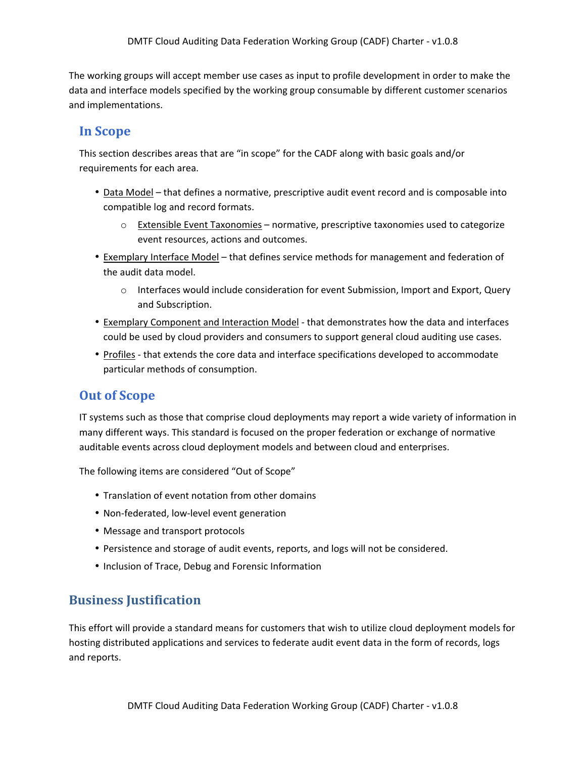The working groups will accept member use cases as input to profile development in order to make the data and interface models specified by the working group consumable by different customer scenarios and implementations.

## In Scope

This section describes areas that are "in scope" for the CADF along with basic goals and/or requirements for each area.

- <u>Data Model</u> – that defines a normative, prescriptive audit event record and is composable into compatible log and record formats.
  - <u>Extensible Event Taxonomies</u> – normative, prescriptive taxonomies used to categorize event resources, actions and outcomes.
- <u>Exemplary Interface Model</u> – that defines service methods for management and federation of the audit data model.
  - Interfaces would include consideration for event Submission, Import and Export, Query and Subscription.
- <u>Exemplary Component and Interaction Model</u> - that demonstrates how the data and interfaces could be used by cloud providers and consumers to support general cloud auditing use cases.
- <u>Profiles</u> - that extends the core data and interface specifications developed to accommodate particular methods of consumption.

## Out of Scope

IT systems such as those that comprise cloud deployments may report a wide variety of information in many different ways. This standard is focused on the proper federation or exchange of normative auditable events across cloud deployment models and between cloud and enterprises.

The following items are considered "Out of Scope"

- Translation of event notation from other domains
- Non-federated, low-level event generation
- Message and transport protocols
- Persistence and storage of audit events, reports, and logs will not be considered.
- Inclusion of Trace, Debug and Forensic Information

# Business Justification

This effort will provide a standard means for customers that wish to utilize cloud deployment models for hosting distributed applications and services to federate audit event data in the form of records, logs and reports.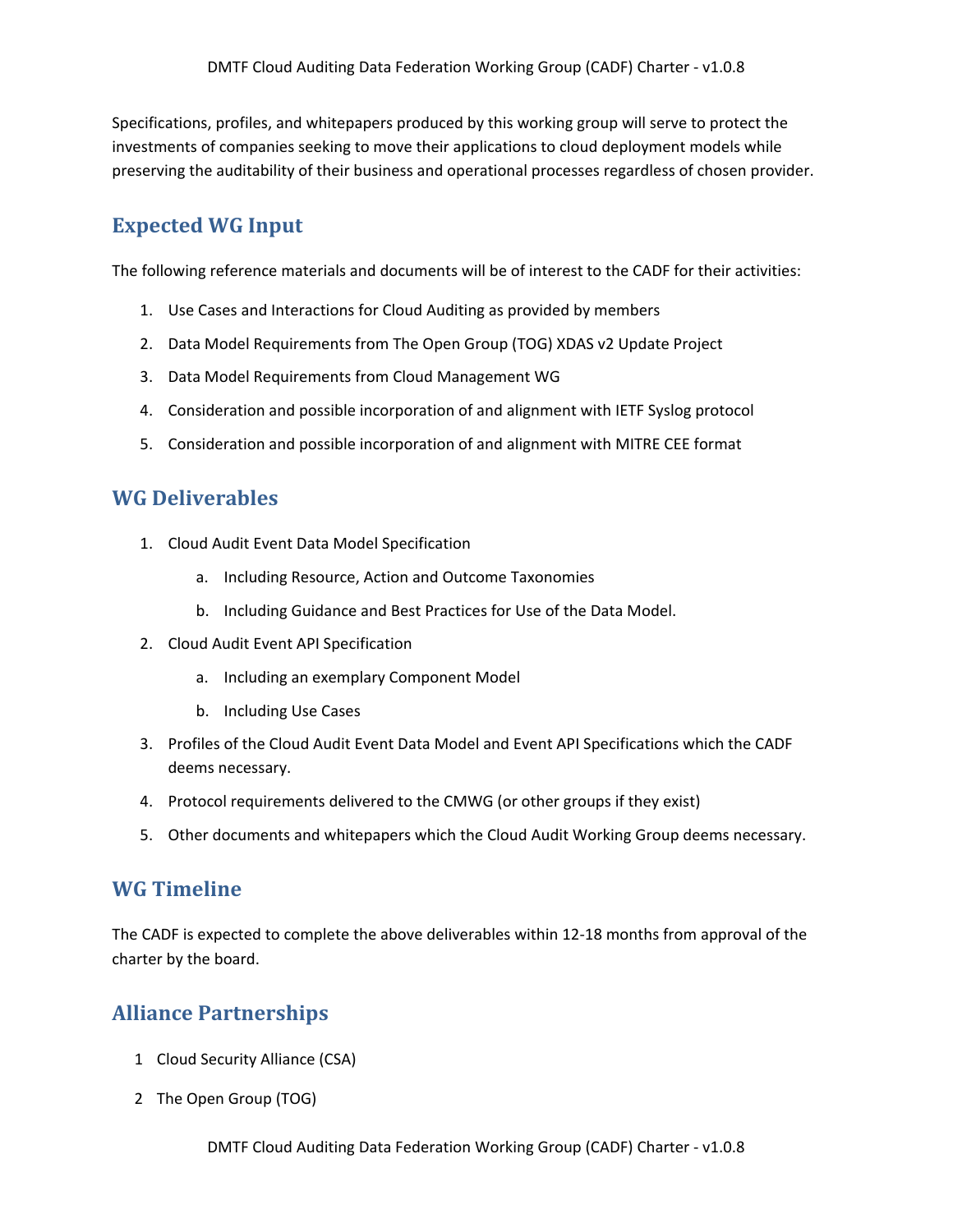Specifications, profiles, and whitepapers produced by this working group will serve to protect the investments of companies seeking to move their applications to cloud deployment models while preserving the auditability of their business and operational processes regardless of chosen provider.

## Expected WG Input

The following reference materials and documents will be of interest to the CADF for their activities:

1. Use Cases and Interactions for Cloud Auditing as provided by members
2. Data Model Requirements from The Open Group (TOG) XDAS v2 Update Project
3. Data Model Requirements from Cloud Management WG
4. Consideration and possible incorporation of and alignment with IETF Syslog protocol
5. Consideration and possible incorporation of and alignment with MITRE CEE format

## WG Deliverables

1. Cloud Audit Event Data Model Specification
   a. Including Resource, Action and Outcome Taxonomies
   b. Including Guidance and Best Practices for Use of the Data Model.
2. Cloud Audit Event API Specification
   a. Including an exemplary Component Model
   b. Including Use Cases
3. Profiles of the Cloud Audit Event Data Model and Event API Specifications which the CADF deems necessary.
4. Protocol requirements delivered to the CMWG (or other groups if they exist)
5. Other documents and whitepapers which the Cloud Audit Working Group deems necessary.

## WG Timeline

The CADF is expected to complete the above deliverables within 12-18 months from approval of the charter by the board.

## Alliance Partnerships

1. Cloud Security Alliance (CSA)
2. The Open Group (TOG)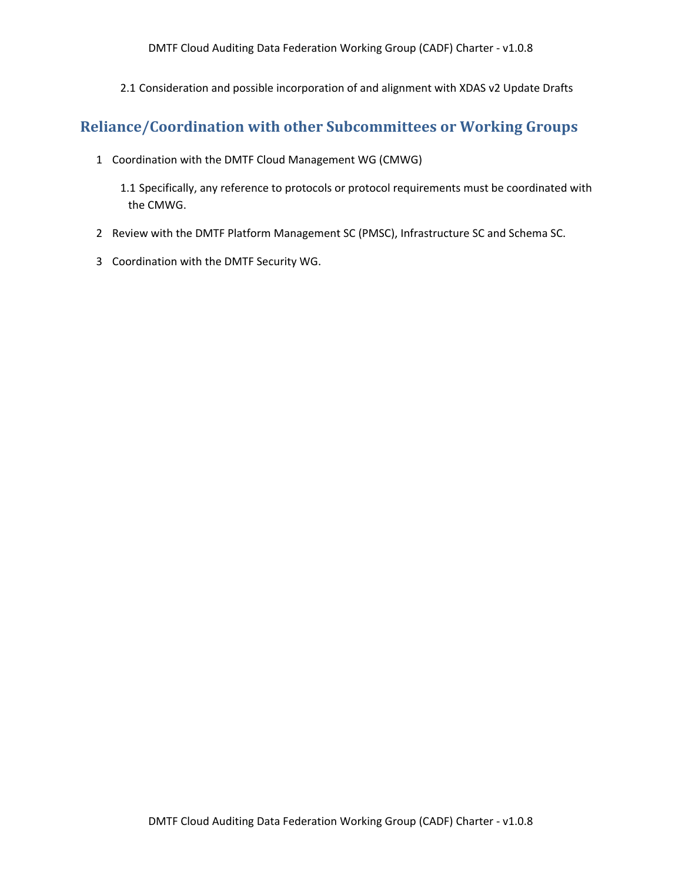2.1 Consideration and possible incorporation of and alignment with XDAS v2 Update Drafts

## Reliance/Coordination with other Subcommittees or Working Groups

1 Coordination with the DMTF Cloud Management WG (CMWG)

   1.1 Specifically, any reference to protocols or protocol requirements must be coordinated with the CMWG.

2 Review with the DMTF Platform Management SC (PMSC), Infrastructure SC and Schema SC.

3 Coordination with the DMTF Security WG.